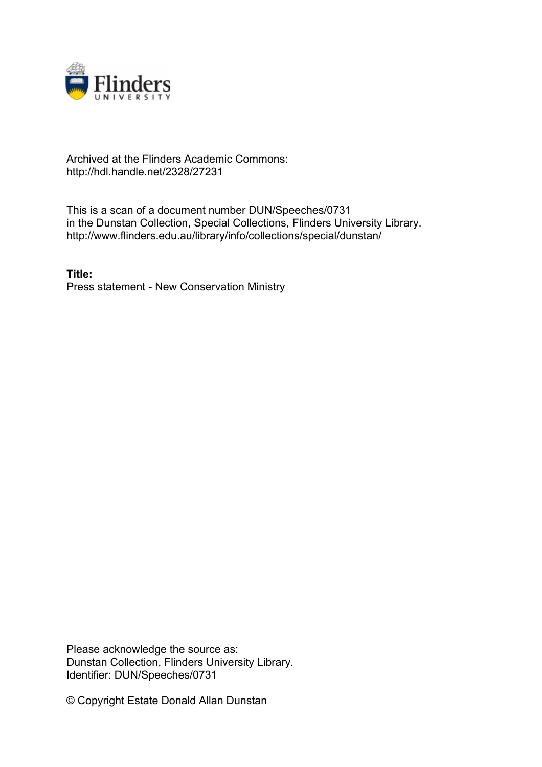Archived at the Flinders Academic Commons:
http://hdl.handle.net/2328/27231

This is a scan of a document number DUN/Speeches/0731
in the Dunstan Collection, Special Collections, Flinders University Library.
http://www.flinders.edu.au/library/info/collections/special/dunstan/

**Title:**
Press statement - New Conservation Ministry

Please acknowledge the source as:
Dunstan Collection, Flinders University Library.
Identifier: DUN/Speeches/0731

© Copyright Estate Donald Allan Dunstan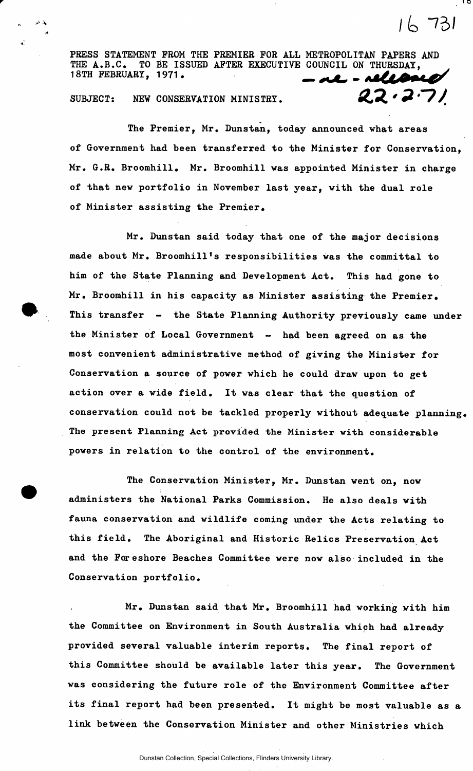16 731

PRESS STATEMENT FROM THE PREMIER FOR ALL METROPOLITAN PAPERS AND THE A.B.C. TO BE ISSUED AFTER EXECUTIVE COUNCIL ON THURSDAY, 18TH FEBRUARY, 1971. — re - released 22.2.71

SUBJECT: NEW CONSERVATION MINISTRY.

The Premier, Mr. Dunstan, today announced what areas of Government had been transferred to the Minister for Conservation, Mr. G.R. Broomhill. Mr. Broomhill was appointed Minister in charge of that new portfolio in November last year, with the dual role of Minister assisting the Premier.

Mr. Dunstan said today that one of the major decisions made about Mr. Broomhill's responsibilities was the committal to him of the State Planning and Development Act. This had gone to Mr. Broomhill in his capacity as Minister assisting the Premier. This transfer - the State Planning Authority previously came under the Minister of Local Government - had been agreed on as the most convenient administrative method of giving the Minister for Conservation a source of power which he could draw upon to get action over a wide field. It was clear that the question of conservation could not be tackled properly without adequate planning. The present Planning Act provided the Minister with considerable powers in relation to the control of the environment.

The Conservation Minister, Mr. Dunstan went on, now administers the National Parks Commission. He also deals with fauna conservation and wildlife coming under the Acts relating to this field. The Aboriginal and Historic Relics Preservation Act and the Foreshore Beaches Committee were now also included in the Conservation portfolio.

Mr. Dunstan said that Mr. Broomhill had working with him the Committee on Environment in South Australia which had already provided several valuable interim reports. The final report of this Committee should be available later this year. The Government was considering the future role of the Environment Committee after its final report had been presented. It might be most valuable as a link between the Conservation Minister and other Ministries which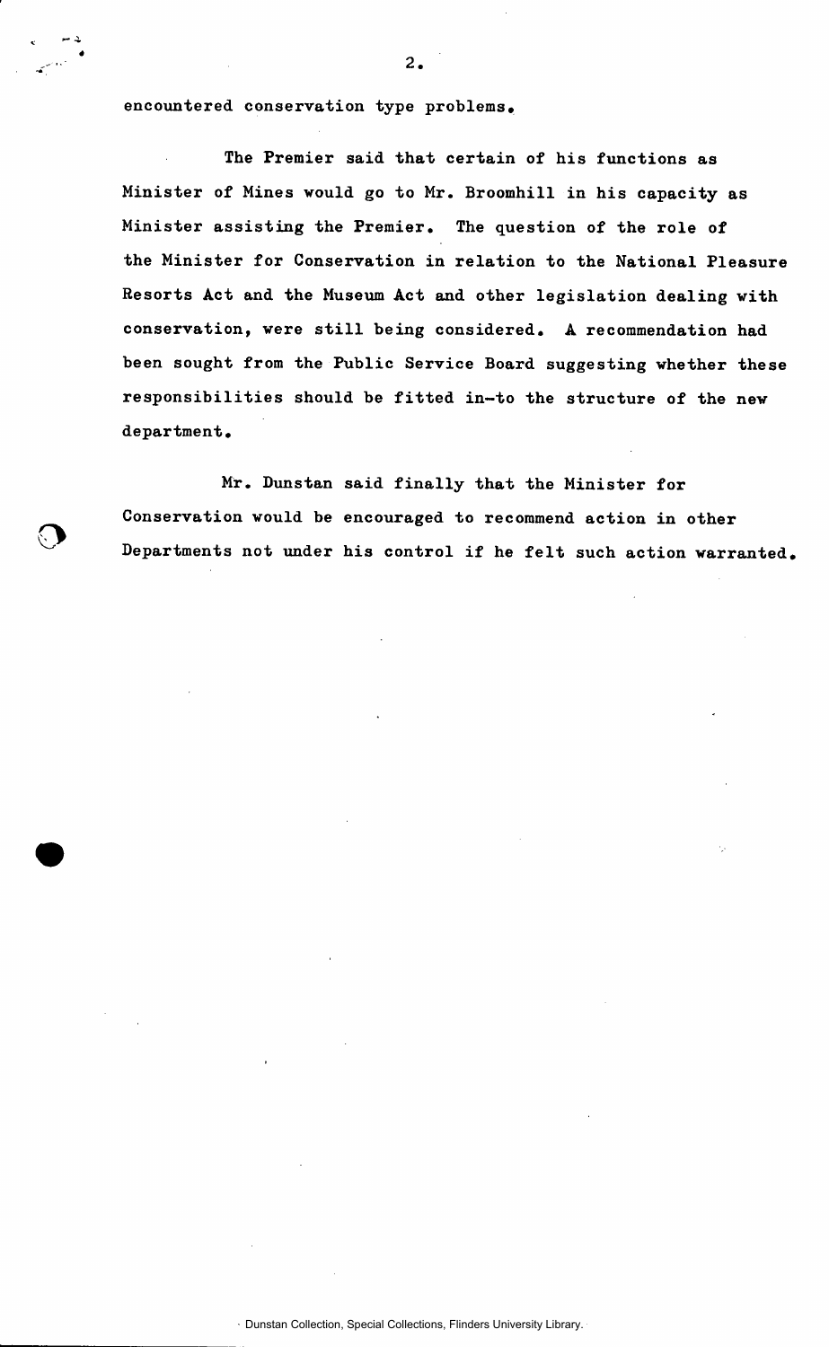encountered conservation type problems.

The Premier said that certain of his functions as Minister of Mines would go to Mr. Broomhill in his capacity as Minister assisting the Premier. The question of the role of the Minister for Conservation in relation to the National Pleasure Resorts Act and the Museum Act and other legislation dealing with conservation, were still being considered. A recommendation had been sought from the Public Service Board suggesting whether these responsibilities should be fitted in-to the structure of the new department.

Mr. Dunstan said finally that the Minister for Conservation would be encouraged to recommend action in other Departments not under his control if he felt such action warranted.